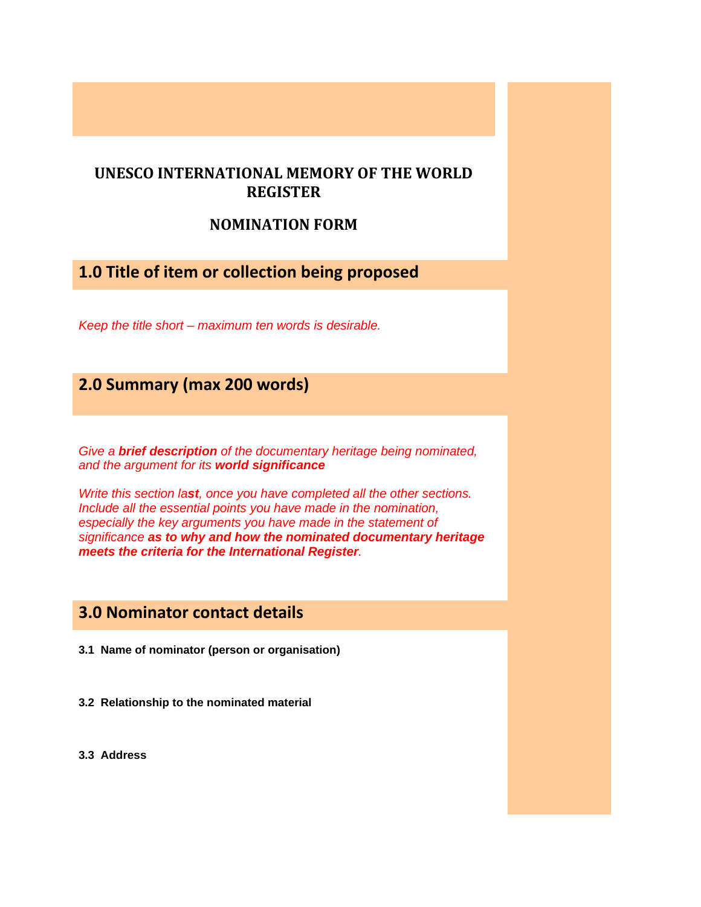**UNESCO INTERNATIONAL MEMORY OF THE WORLD REGISTER**

**NOMINATION FORM**

## 1.0 Title of item or collection being proposed

*Keep the title short – maximum ten words is desirable.*

## 2.0 Summary (max 200 words)

*Give a **brief description** of the documentary heritage being nominated, and the argument for its **world significance***

*Write this section la**st**, once you have completed all the other sections. Include all the essential points you have made in the nomination, especially the key arguments you have made in the statement of significance **as to why and how the nominated documentary heritage meets the criteria for the International Register**.*

## 3.0 Nominator contact details

**3.1 Name of nominator (person or organisation)**

**3.2 Relationship to the nominated material**

**3.3 Address**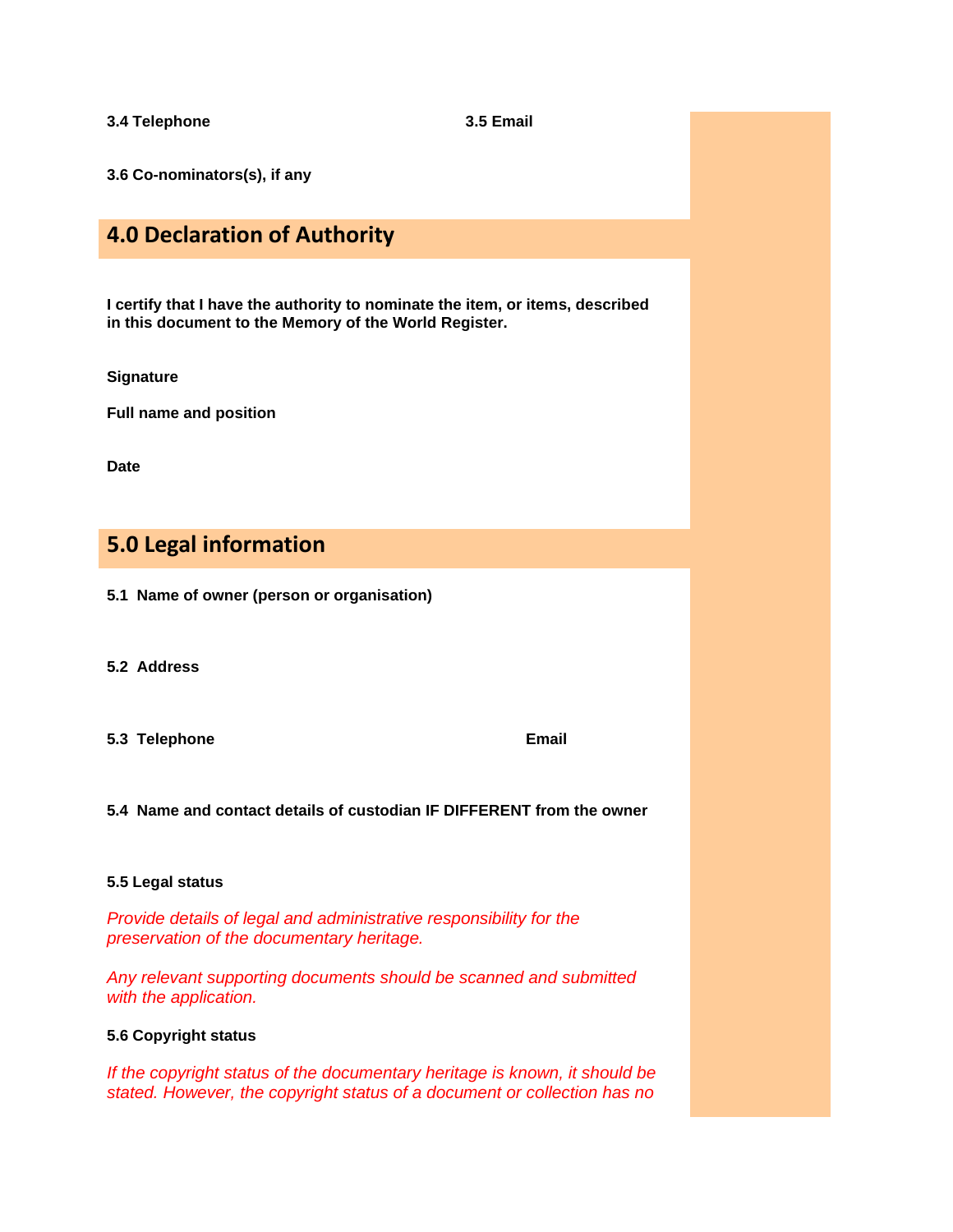**3.4 Telephone** **3.5 Email**

**3.6 Co-nominators(s), if any**

## 4.0 Declaration of Authority

**I certify that I have the authority to nominate the item, or items, described in this document to the Memory of the World Register.**

**Signature**

**Full name and position**

**Date**

## 5.0 Legal information

**5.1 Name of owner (person or organisation)**

**5.2 Address**

**5.3 Telephone** **Email**

**5.4 Name and contact details of custodian IF DIFFERENT from the owner**

**5.5 Legal status**

*Provide details of legal and administrative responsibility for the preservation of the documentary heritage.*

*Any relevant supporting documents should be scanned and submitted with the application.*

**5.6 Copyright status**

*If the copyright status of the documentary heritage is known, it should be stated. However, the copyright status of a document or collection has no*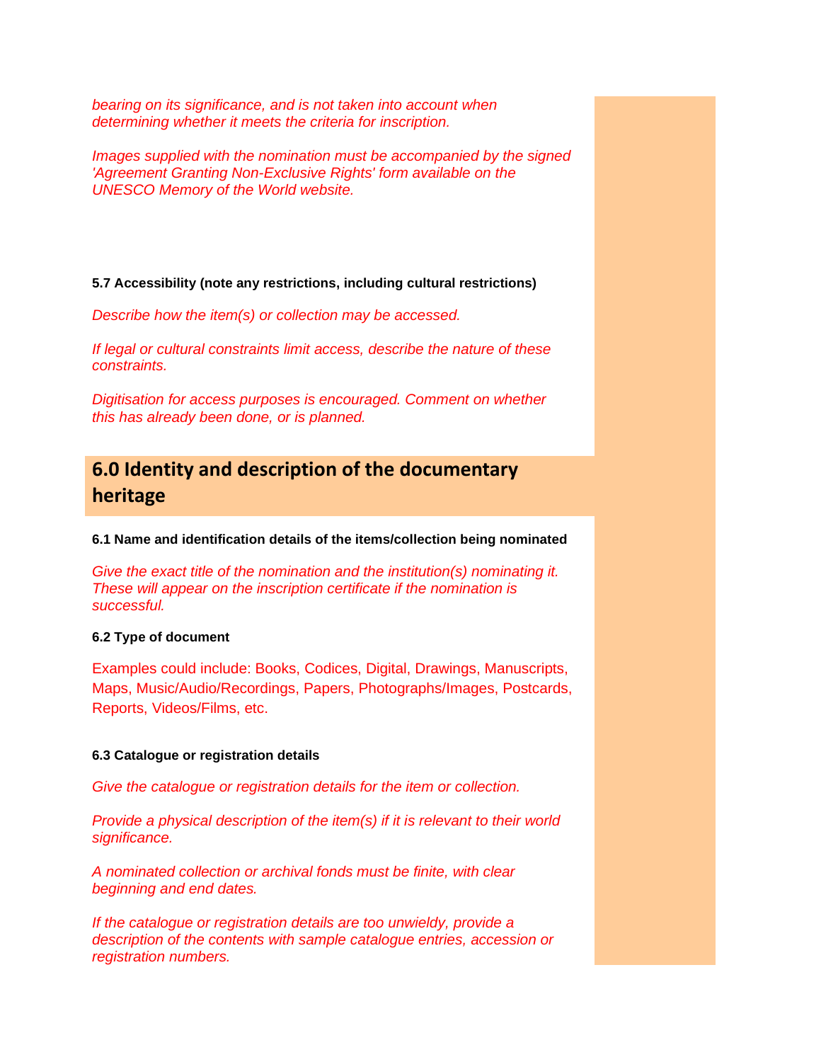*bearing on its significance, and is not taken into account when determining whether it meets the criteria for inscription.*

*Images supplied with the nomination must be accompanied by the signed 'Agreement Granting Non-Exclusive Rights' form available on the UNESCO Memory of the World website.*

**5.7 Accessibility (note any restrictions, including cultural restrictions)**

*Describe how the item(s) or collection may be accessed.*

*If legal or cultural constraints limit access, describe the nature of these constraints.*

*Digitisation for access purposes is encouraged. Comment on whether this has already been done, or is planned.*

## 6.0 Identity and description of the documentary heritage

**6.1 Name and identification details of the items/collection being nominated**

*Give the exact title of the nomination and the institution(s) nominating it. These will appear on the inscription certificate if the nomination is successful.*

**6.2 Type of document**

Examples could include: Books, Codices, Digital, Drawings, Manuscripts, Maps, Music/Audio/Recordings, Papers, Photographs/Images, Postcards, Reports, Videos/Films, etc.

**6.3 Catalogue or registration details**

*Give the catalogue or registration details for the item or collection.*

*Provide a physical description of the item(s) if it is relevant to their world significance.*

*A nominated collection or archival fonds must be finite, with clear beginning and end dates.*

*If the catalogue or registration details are too unwieldy, provide a description of the contents with sample catalogue entries, accession or registration numbers.*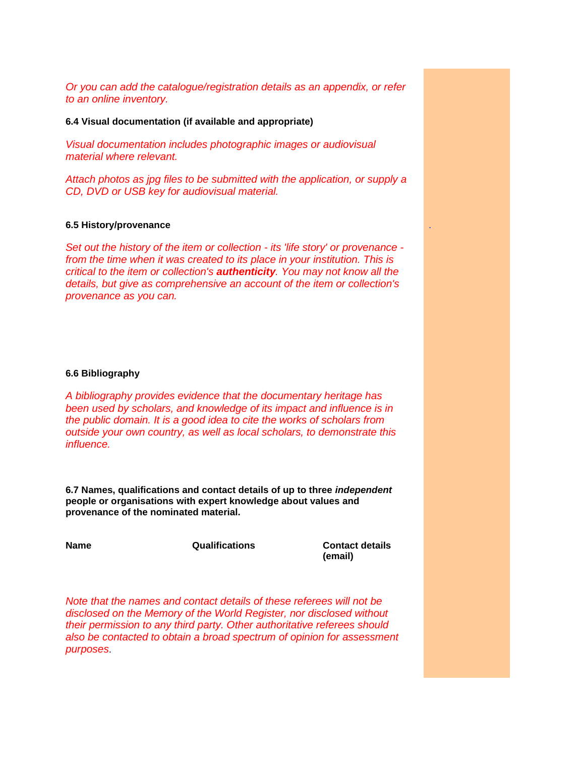*Or you can add the catalogue/registration details as an appendix, or refer to an online inventory.*

**6.4 Visual documentation (if available and appropriate)**

*Visual documentation includes photographic images or audiovisual material where relevant.*

*Attach photos as jpg files to be submitted with the application, or supply a CD, DVD or USB key for audiovisual material.*

**6.5 History/provenance**

*Set out the history of the item or collection - its 'life story' or provenance - from the time when it was created to its place in your institution. This is critical to the item or collection's* ***authenticity****. You may not know all the details, but give as comprehensive an account of the item or collection's provenance as you can.*

**6.6 Bibliography**

*A bibliography provides evidence that the documentary heritage has been used by scholars, and knowledge of its impact and influence is in the public domain. It is a good idea to cite the works of scholars from outside your own country, as well as local scholars, to demonstrate this influence.*

**6.7 Names, qualifications and contact details of up to three *independent* people or organisations with expert knowledge about values and provenance of the nominated material.**

| Name | Qualifications | Contact details (email) |
|---|---|---|

*Note that the names and contact details of these referees will not be disclosed on the Memory of the World Register, nor disclosed without their permission to any third party. Other authoritative referees should also be contacted to obtain a broad spectrum of opinion for assessment purposes.*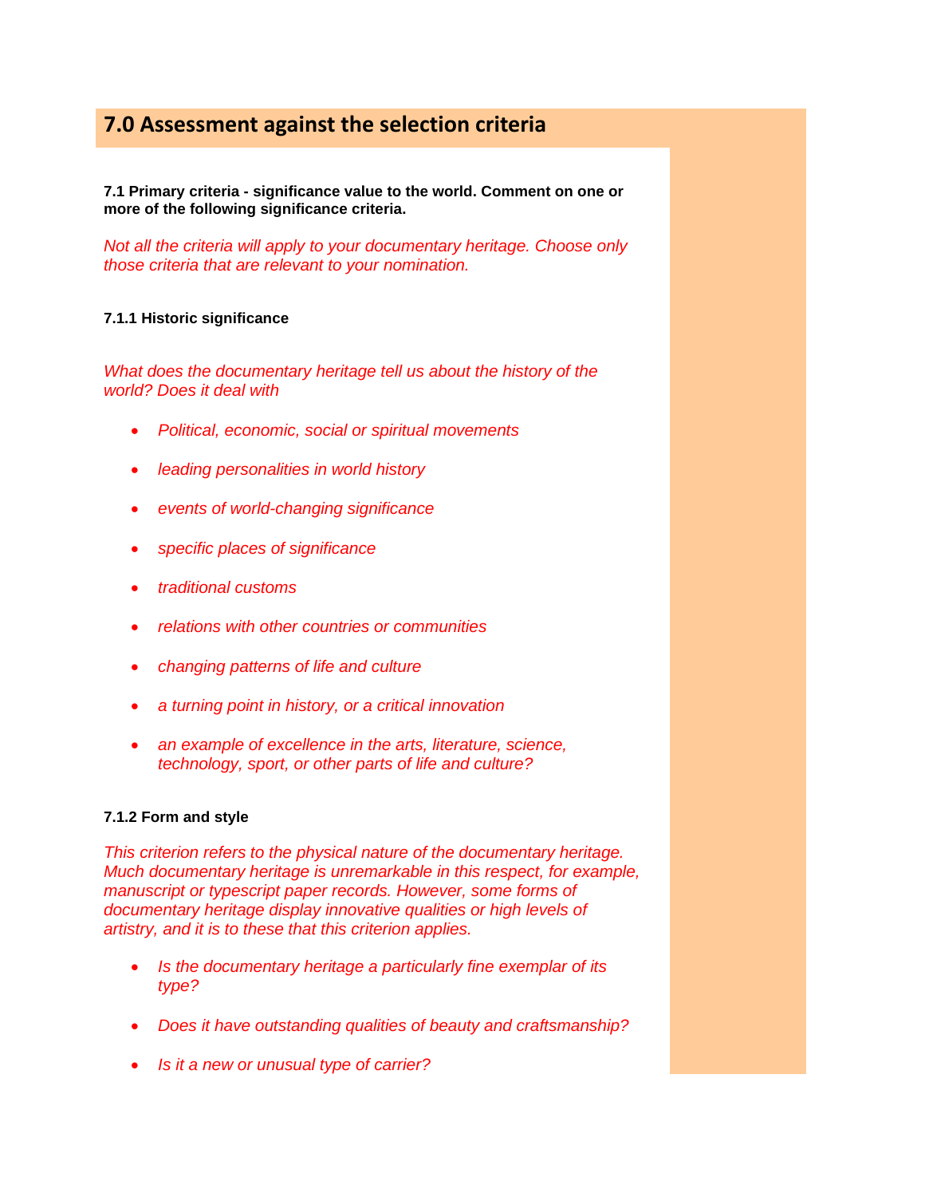## 7.0 Assessment against the selection criteria

**7.1 Primary criteria - significance value to the world. Comment on one or more of the following significance criteria.**

*Not all the criteria will apply to your documentary heritage. Choose only those criteria that are relevant to your nomination.*

**7.1.1 Historic significance**

*What does the documentary heritage tell us about the history of the world? Does it deal with*

- *Political, economic, social or spiritual movements*
- *leading personalities in world history*
- *events of world-changing significance*
- *specific places of significance*
- *traditional customs*
- *relations with other countries or communities*
- *changing patterns of life and culture*
- *a turning point in history, or a critical innovation*
- *an example of excellence in the arts, literature, science, technology, sport, or other parts of life and culture?*

**7.1.2 Form and style**

*This criterion refers to the physical nature of the documentary heritage. Much documentary heritage is unremarkable in this respect, for example, manuscript or typescript paper records. However, some forms of documentary heritage display innovative qualities or high levels of artistry, and it is to these that this criterion applies.*

- *Is the documentary heritage a particularly fine exemplar of its type?*
- *Does it have outstanding qualities of beauty and craftsmanship?*
- *Is it a new or unusual type of carrier?*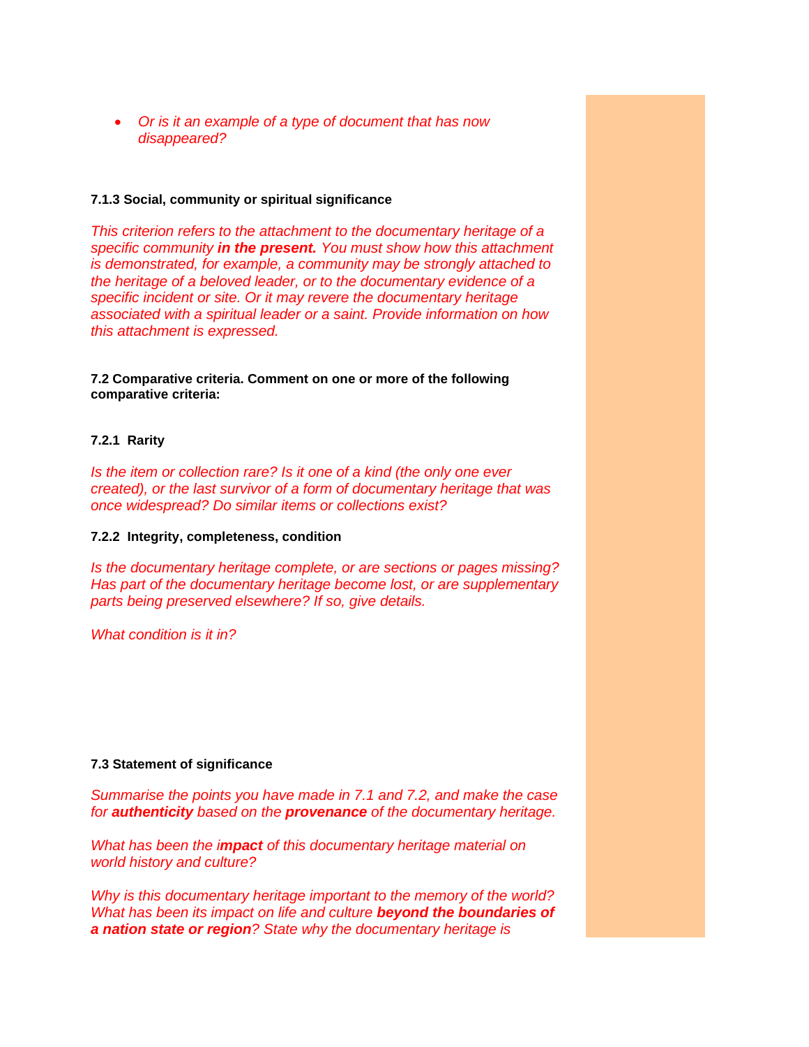- *Or is it an example of a type of document that has now disappeared?*

### 7.1.3 Social, community or spiritual significance

*This criterion refers to the attachment to the documentary heritage of a specific community* ***in the present.*** *You must show how this attachment is demonstrated, for example, a community may be strongly attached to the heritage of a beloved leader, or to the documentary evidence of a specific incident or site. Or it may revere the documentary heritage associated with a spiritual leader or a saint. Provide information on how this attachment is expressed.*

### 7.2 Comparative criteria. Comment on one or more of the following comparative criteria:

### 7.2.1 Rarity

*Is the item or collection rare? Is it one of a kind (the only one ever created), or the last survivor of a form of documentary heritage that was once widespread? Do similar items or collections exist?*

### 7.2.2 Integrity, completeness, condition

*Is the documentary heritage complete, or are sections or pages missing? Has part of the documentary heritage become lost, or are supplementary parts being preserved elsewhere? If so, give details.*

*What condition is it in?*

### 7.3 Statement of significance

*Summarise the points you have made in 7.1 and 7.2, and make the case for* ***authenticity*** *based on the* ***provenance*** *of the documentary heritage.*

*What has been the i****mpact*** *of this documentary heritage material on world history and culture?*

*Why is this documentary heritage important to the memory of the world? What has been its impact on life and culture* ***beyond the boundaries of a nation state or region****? State why the documentary heritage is*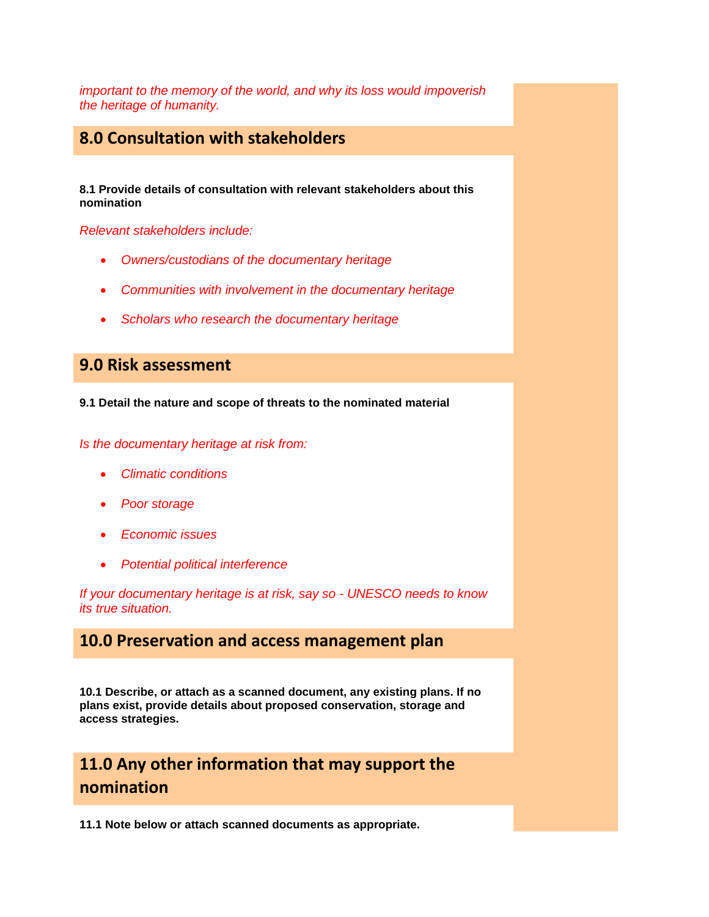*important to the memory of the world, and why its loss would impoverish the heritage of humanity.*

## 8.0 Consultation with stakeholders

**8.1 Provide details of consultation with relevant stakeholders about this nomination**

*Relevant stakeholders include:*

- *Owners/custodians of the documentary heritage*
- *Communities with involvement in the documentary heritage*
- *Scholars who research the documentary heritage*

## 9.0 Risk assessment

**9.1 Detail the nature and scope of threats to the nominated material**

*Is the documentary heritage at risk from:*

- *Climatic conditions*
- *Poor storage*
- *Economic issues*
- *Potential political interference*

*If your documentary heritage is at risk, say so - UNESCO needs to know its true situation.*

## 10.0 Preservation and access management plan

**10.1 Describe, or attach as a scanned document, any existing plans. If no plans exist, provide details about proposed conservation, storage and access strategies.**

## 11.0 Any other information that may support the nomination

**11.1 Note below or attach scanned documents as appropriate.**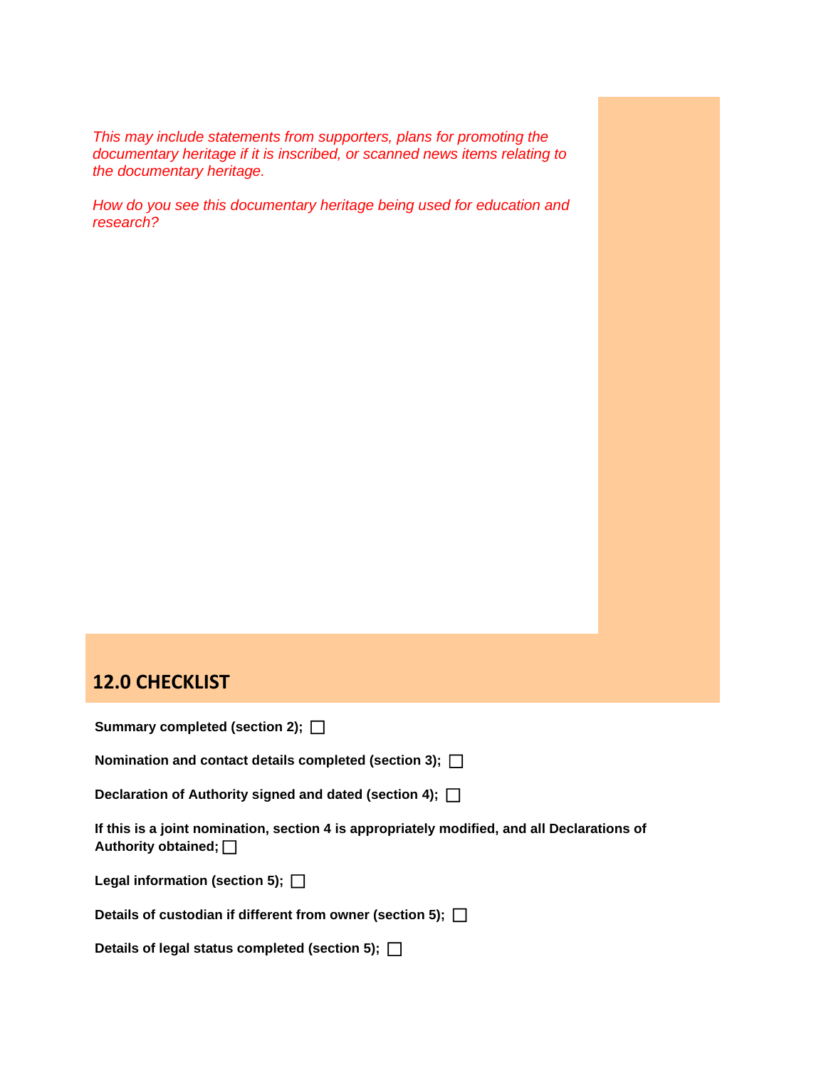*This may include statements from supporters, plans for promoting the documentary heritage if it is inscribed, or scanned news items relating to the documentary heritage.*

*How do you see this documentary heritage being used for education and research?*

## 12.0 CHECKLIST

**Summary completed (section 2);** ☐

**Nomination and contact details completed (section 3);** ☐

**Declaration of Authority signed and dated (section 4);** ☐

**If this is a joint nomination, section 4 is appropriately modified, and all Declarations of Authority obtained;** ☐

**Legal information (section 5);** ☐

**Details of custodian if different from owner (section 5);** ☐

**Details of legal status completed (section 5);** ☐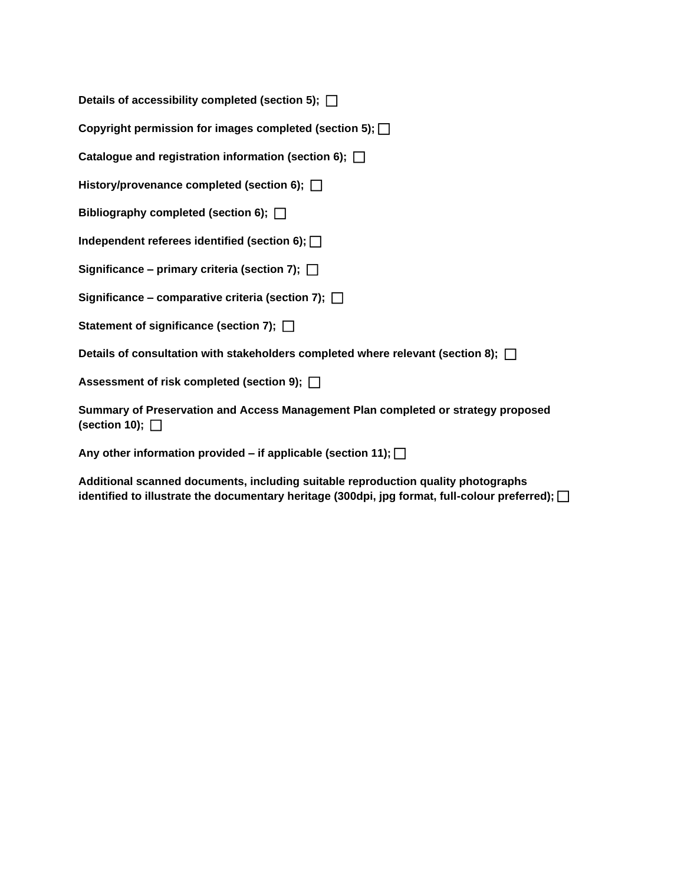**Details of accessibility completed (section 5);** ☐

**Copyright permission for images completed (section 5);** ☐

**Catalogue and registration information (section 6);** ☐

**History/provenance completed (section 6);** ☐

**Bibliography completed (section 6);** ☐

**Independent referees identified (section 6);** ☐

**Significance – primary criteria (section 7);** ☐

**Significance – comparative criteria (section 7);** ☐

**Statement of significance (section 7);** ☐

**Details of consultation with stakeholders completed where relevant (section 8);** ☐

**Assessment of risk completed (section 9);** ☐

**Summary of Preservation and Access Management Plan completed or strategy proposed (section 10);** ☐

**Any other information provided – if applicable (section 11);** ☐

**Additional scanned documents, including suitable reproduction quality photographs identified to illustrate the documentary heritage (300dpi, jpg format, full-colour preferred);** ☐